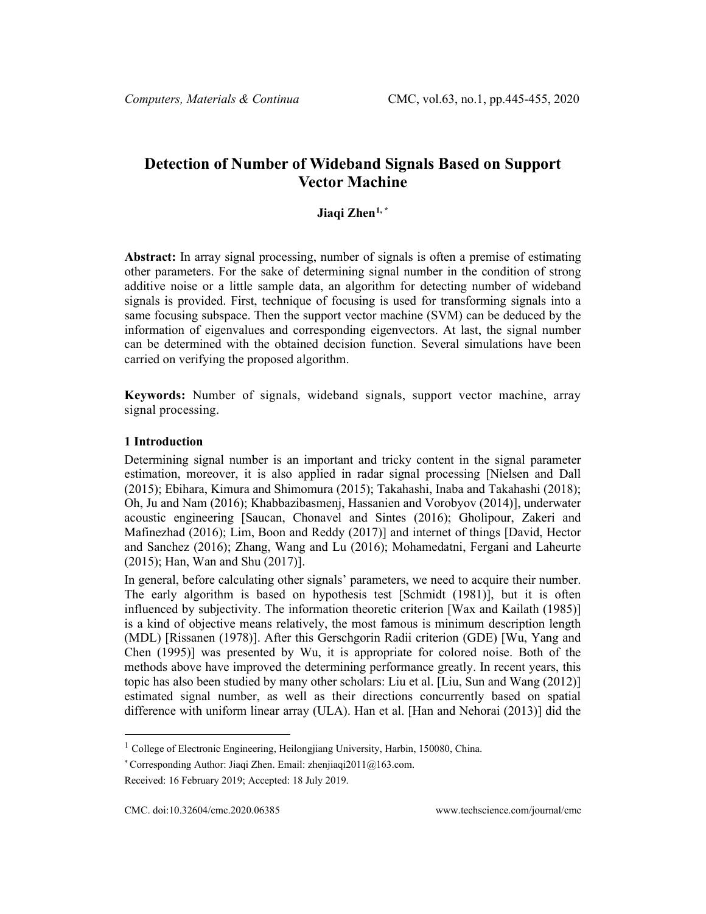# Detection of Number of Wideband Signals Based on Support Vector Machine

**Jiaqi Zhen[1, *]**

**Abstract:** In array signal processing, number of signals is often a premise of estimating other parameters. For the sake of determining signal number in the condition of strong additive noise or a little sample data, an algorithm for detecting number of wideband signals is provided. First, technique of focusing is used for transforming signals into a same focusing subspace. Then the support vector machine (SVM) can be deduced by the information of eigenvalues and corresponding eigenvectors. At last, the signal number can be determined with the obtained decision function. Several simulations have been carried on verifying the proposed algorithm.

**Keywords:** Number of signals, wideband signals, support vector machine, array signal processing.

## 1 Introduction

Determining signal number is an important and tricky content in the signal parameter estimation, moreover, it is also applied in radar signal processing [Nielsen and Dall (2015); Ebihara, Kimura and Shimomura (2015); Takahashi, Inaba and Takahashi (2018); Oh, Ju and Nam (2016); Khabbazibasmenj, Hassanien and Vorobyov (2014)], underwater acoustic engineering [Saucan, Chonavel and Sintes (2016); Gholipour, Zakeri and Mafinezhad (2016); Lim, Boon and Reddy (2017)] and internet of things [David, Hector and Sanchez (2016); Zhang, Wang and Lu (2016); Mohamedatni, Fergani and Laheurte (2015); Han, Wan and Shu (2017)].

In general, before calculating other signals' parameters, we need to acquire their number. The early algorithm is based on hypothesis test [Schmidt (1981)], but it is often influenced by subjectivity. The information theoretic criterion [Wax and Kailath (1985)] is a kind of objective means relatively, the most famous is minimum description length (MDL) [Rissanen (1978)]. After this Gerschgorin Radii criterion (GDE) [Wu, Yang and Chen (1995)] was presented by Wu, it is appropriate for colored noise. Both of the methods above have improved the determining performance greatly. In recent years, this topic has also been studied by many other scholars: Liu et al. [Liu, Sun and Wang (2012)] estimated signal number, as well as their directions concurrently based on spatial difference with uniform linear array (ULA). Han et al. [Han and Nehorai (2013)] did the

---

[1] College of Electronic Engineering, Heilongjiang University, Harbin, 150080, China.

[*] Corresponding Author: Jiaqi Zhen. Email: zhenjiaqi2011@163.com.

Received: 16 February 2019; Accepted: 18 July 2019.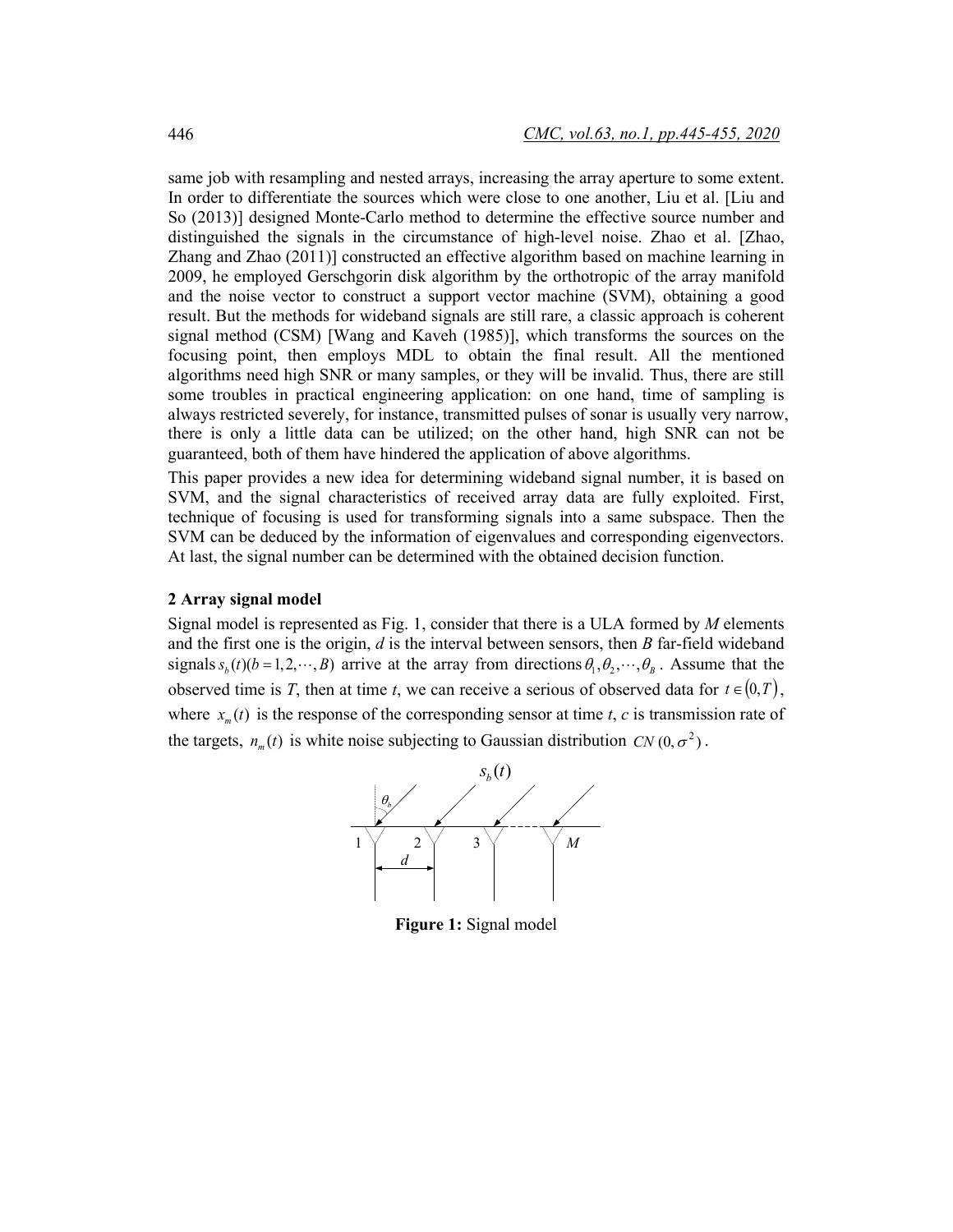same job with resampling and nested arrays, increasing the array aperture to some extent. In order to differentiate the sources which were close to one another, Liu et al. [Liu and So (2013)] designed Monte-Carlo method to determine the effective source number and distinguished the signals in the circumstance of high-level noise. Zhao et al. [Zhao, Zhang and Zhao (2011)] constructed an effective algorithm based on machine learning in 2009, he employed Gerschgorin disk algorithm by the orthotropic of the array manifold and the noise vector to construct a support vector machine (SVM), obtaining a good result. But the methods for wideband signals are still rare, a classic approach is coherent signal method (CSM) [Wang and Kaveh (1985)], which transforms the sources on the focusing point, then employs MDL to obtain the final result. All the mentioned algorithms need high SNR or many samples, or they will be invalid. Thus, there are still some troubles in practical engineering application: on one hand, time of sampling is always restricted severely, for instance, transmitted pulses of sonar is usually very narrow, there is only a little data can be utilized; on the other hand, high SNR can not be guaranteed, both of them have hindered the application of above algorithms.

This paper provides a new idea for determining wideband signal number, it is based on SVM, and the signal characteristics of received array data are fully exploited. First, technique of focusing is used for transforming signals into a same subspace. Then the SVM can be deduced by the information of eigenvalues and corresponding eigenvectors. At last, the signal number can be determined with the obtained decision function.

## 2 Array signal model

Signal model is represented as Fig. 1, consider that there is a ULA formed by $M$ elements and the first one is the origin, $d$ is the interval between sensors, then $B$ far-field wideband signals $s_b(t)(b=1,2,\cdots,B)$ arrive at the array from directions $\theta_1,\theta_2,\cdots,\theta_B$. Assume that the observed time is $T$, then at time $t$, we can receive a serious of observed data for $t\in(0,T)$, where $x_m(t)$ is the response of the corresponding sensor at time $t$, $c$ is transmission rate of the targets, $n_m(t)$ is white noise subjecting to Gaussian distribution $CN(0,\sigma^2)$.

**Figure 1:** Signal model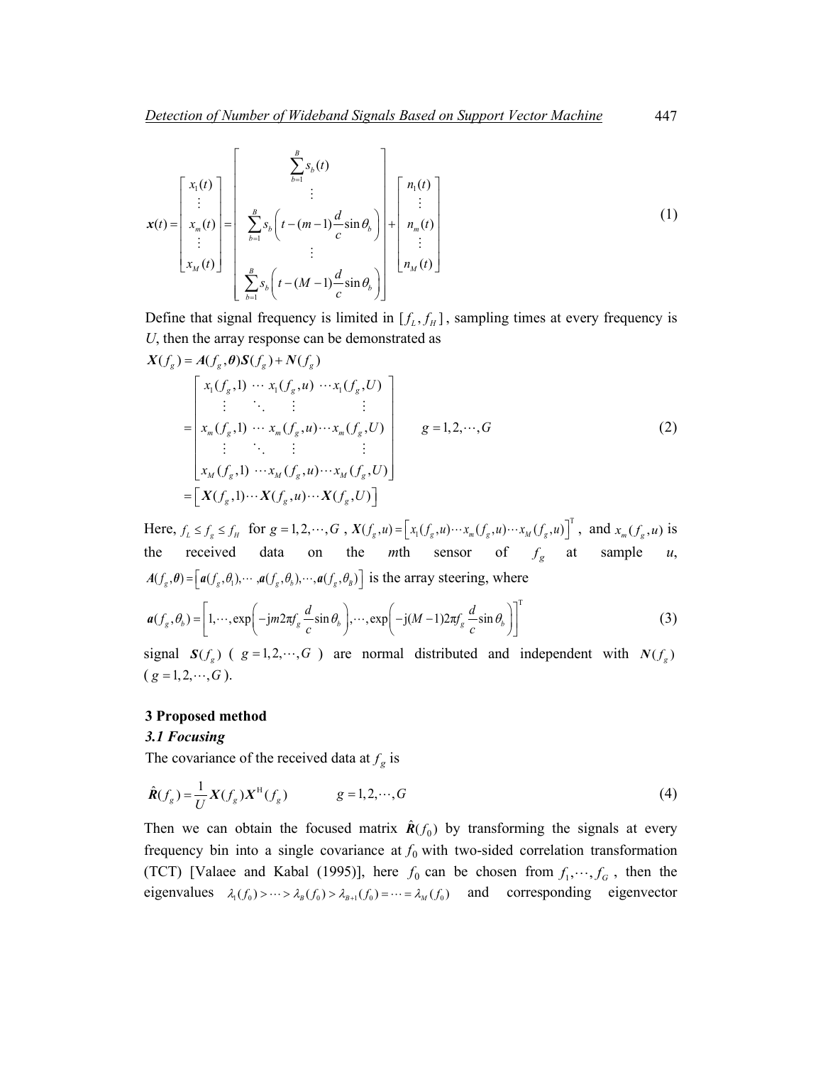$$
\boldsymbol{x}(t)=\begin{bmatrix} x_1(t) \\ \vdots \\ x_m(t) \\ \vdots \\ x_M(t) \end{bmatrix}=\begin{bmatrix} \sum_{b=1}^{B} s_b(t) \\ \vdots \\ \sum_{b=1}^{B} s_b\left(t-(m-1)\frac{d}{c}\sin\theta_b\right) \\ \vdots \\ \sum_{b=1}^{B} s_b\left(t-(M-1)\frac{d}{c}\sin\theta_b\right) \end{bmatrix}+\begin{bmatrix} n_1(t) \\ \vdots \\ n_m(t) \\ \vdots \\ n_M(t) \end{bmatrix} \tag{1}
$$

Define that signal frequency is limited in $[f_L, f_H]$, sampling times at every frequency is $U$, then the array response can be demonstrated as

$$
\begin{aligned}
\boldsymbol{X}(f_g) &= \boldsymbol{A}(f_g,\boldsymbol{\theta})\boldsymbol{S}(f_g)+\boldsymbol{N}(f_g) \\
&= \begin{bmatrix} x_1(f_g,1) & \cdots & x_1(f_g,u) & \cdots x_1(f_g,U) \\ \vdots & \ddots & \vdots & \vdots \\ x_m(f_g,1) & \cdots & x_m(f_g,u) \cdots & x_m(f_g,U) \\ \vdots & \ddots & \vdots & \vdots \\ x_M(f_g,1) & \cdots x_M(f_g,u) & \cdots & x_M(f_g,U) \end{bmatrix} \qquad g=1,2,\cdots,G \\
&= \left[\boldsymbol{X}(f_g,1)\cdots\boldsymbol{X}(f_g,u)\cdots\boldsymbol{X}(f_g,U)\right]
\end{aligned} \tag{2}
$$

Here, $f_L \le f_g \le f_H$ for $g=1,2,\cdots,G$, $\boldsymbol{X}(f_g,u)=\left[x_1(f_g,u)\cdots x_m(f_g,u)\cdots x_M(f_g,u)\right]^{\mathrm{T}}$, and $x_m(f_g,u)$ is the received data on the $m$th sensor of $f_g$ at sample $u$, $\boldsymbol{A}(f_g,\boldsymbol{\theta})=\left[\boldsymbol{a}(f_g,\theta_1),\cdots,\boldsymbol{a}(f_g,\theta_b),\cdots,\boldsymbol{a}(f_g,\theta_B)\right]$ is the array steering, where

$$
\boldsymbol{a}(f_g,\theta_b)=\left[1,\cdots,\exp\left(-\mathrm{j}m2\pi f_g\frac{d}{c}\sin\theta_b\right),\cdots,\exp\left(-\mathrm{j}(M-1)2\pi f_g\frac{d}{c}\sin\theta_b\right)\right]^{\mathrm{T}} \tag{3}
$$

signal $\boldsymbol{S}(f_g)$ ($g=1,2,\cdots,G$) are normal distributed and independent with $\boldsymbol{N}(f_g)$ ($g=1,2,\cdots,G$).

## 3 Proposed method

### *3.1 Focusing*

The covariance of the received data at $f_g$ is

$$
\hat{\boldsymbol{R}}(f_g)=\frac{1}{U}\boldsymbol{X}(f_g)\boldsymbol{X}^{\mathrm{H}}(f_g) \qquad g=1,2,\cdots,G \tag{4}
$$

Then we can obtain the focused matrix $\hat{\boldsymbol{R}}(f_0)$ by transforming the signals at every frequency bin into a single covariance at $f_0$ with two-sided correlation transformation (TCT) [Valaee and Kabal (1995)], here $f_0$ can be chosen from $f_1,\cdots,f_G$, then the eigenvalues $\lambda_1(f_0)>\cdots>\lambda_B(f_0)>\lambda_{B+1}(f_0)=\cdots=\lambda_M(f_0)$ and corresponding eigenvector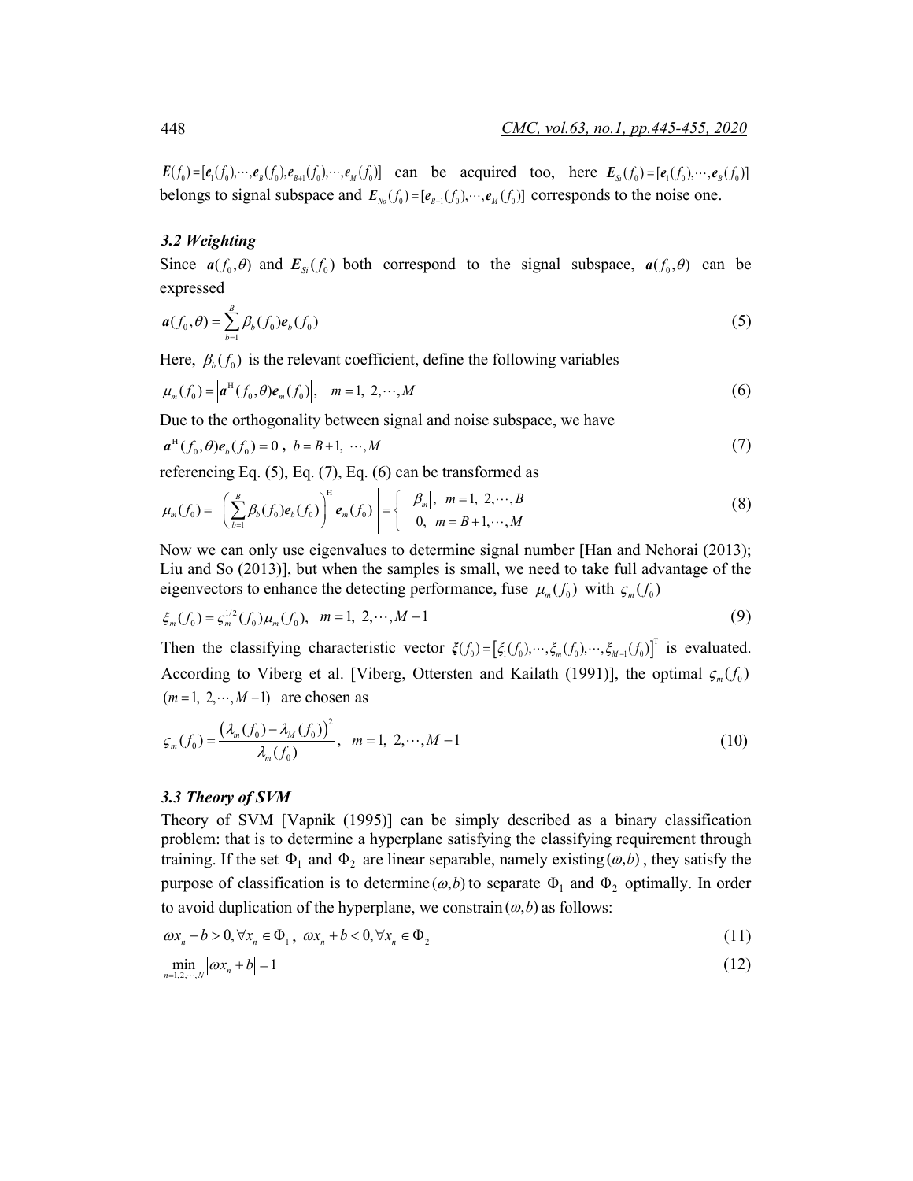$\boldsymbol{E}(f_0)=[\boldsymbol{e}_1(f_0),\cdots,\boldsymbol{e}_B(f_0),\boldsymbol{e}_{B+1}(f_0),\cdots,\boldsymbol{e}_M(f_0)]$ can be acquired too, here $\boldsymbol{E}_{Si}(f_0)=[\boldsymbol{e}_1(f_0),\cdots,\boldsymbol{e}_B(f_0)]$ belongs to signal subspace and $\boldsymbol{E}_{No}(f_0)=[\boldsymbol{e}_{B+1}(f_0),\cdots,\boldsymbol{e}_M(f_0)]$ corresponds to the noise one.

### *3.2 Weighting*

Since $\boldsymbol{a}(f_0,\theta)$ and $\boldsymbol{E}_{Si}(f_0)$ both correspond to the signal subspace, $\boldsymbol{a}(f_0,\theta)$ can be expressed

$$\boldsymbol{a}(f_0,\theta)=\sum_{b=1}^{B}\beta_b(f_0)\boldsymbol{e}_b(f_0) \tag{5}$$

Here, $\beta_b(f_0)$ is the relevant coefficient, define the following variables

$$\mu_m(f_0)=\left|\boldsymbol{a}^{\mathrm{H}}(f_0,\theta)\boldsymbol{e}_m(f_0)\right|,\quad m=1,\ 2,\cdots,M \tag{6}$$

Due to the orthogonality between signal and noise subspace, we have

$$\boldsymbol{a}^{\mathrm{H}}(f_0,\theta)\boldsymbol{e}_b(f_0)=0\,,\ b=B+1,\ \cdots,M \tag{7}$$

referencing Eq. (5), Eq. (7), Eq. (6) can be transformed as

$$\mu_m(f_0)=\left|\left(\sum_{b=1}^{B}\beta_b(f_0)\boldsymbol{e}_b(f_0)\right)^{\mathrm{H}}\boldsymbol{e}_m(f_0)\right|=\begin{cases}|\beta_m|, & m=1,\ 2,\cdots,B\\ 0, & m=B+1,\cdots,M\end{cases} \tag{8}$$

Now we can only use eigenvalues to determine signal number [Han and Nehorai (2013); Liu and So (2013)], but when the samples is small, we need to take full advantage of the eigenvectors to enhance the detecting performance, fuse $\mu_m(f_0)$ with $\varsigma_m(f_0)$

$$\xi_m(f_0)=\varsigma_m^{1/2}(f_0)\mu_m(f_0),\quad m=1,\ 2,\cdots,M-1 \tag{9}$$

Then the classifying characteristic vector $\boldsymbol{\xi}(f_0)=\left[\xi_1(f_0),\cdots,\xi_m(f_0),\cdots,\xi_{M-1}(f_0)\right]^{\mathrm{T}}$ is evaluated. According to Viberg et al. [Viberg, Ottersten and Kailath (1991)], the optimal $\varsigma_m(f_0)$ $(m=1,\ 2,\cdots,M-1)$ are chosen as

$$\varsigma_m(f_0)=\frac{\left(\lambda_m(f_0)-\lambda_M(f_0)\right)^2}{\lambda_m(f_0)},\quad m=1,\ 2,\cdots,M-1 \tag{10}$$

### *3.3 Theory of SVM*

Theory of SVM [Vapnik (1995)] can be simply described as a binary classification problem: that is to determine a hyperplane satisfying the classifying requirement through training. If the set $\Phi_1$ and $\Phi_2$ are linear separable, namely existing $(\omega,b)$, they satisfy the purpose of classification is to determine $(\omega,b)$ to separate $\Phi_1$ and $\Phi_2$ optimally. In order to avoid duplication of the hyperplane, we constrain $(\omega,b)$ as follows:

$$\omega x_n+b>0,\forall x_n\in\Phi_1\,,\ \omega x_n+b<0,\forall x_n\in\Phi_2 \tag{11}$$

$$\min_{n=1,2,\cdots,N}\left|\omega x_n+b\right|=1 \tag{12}$$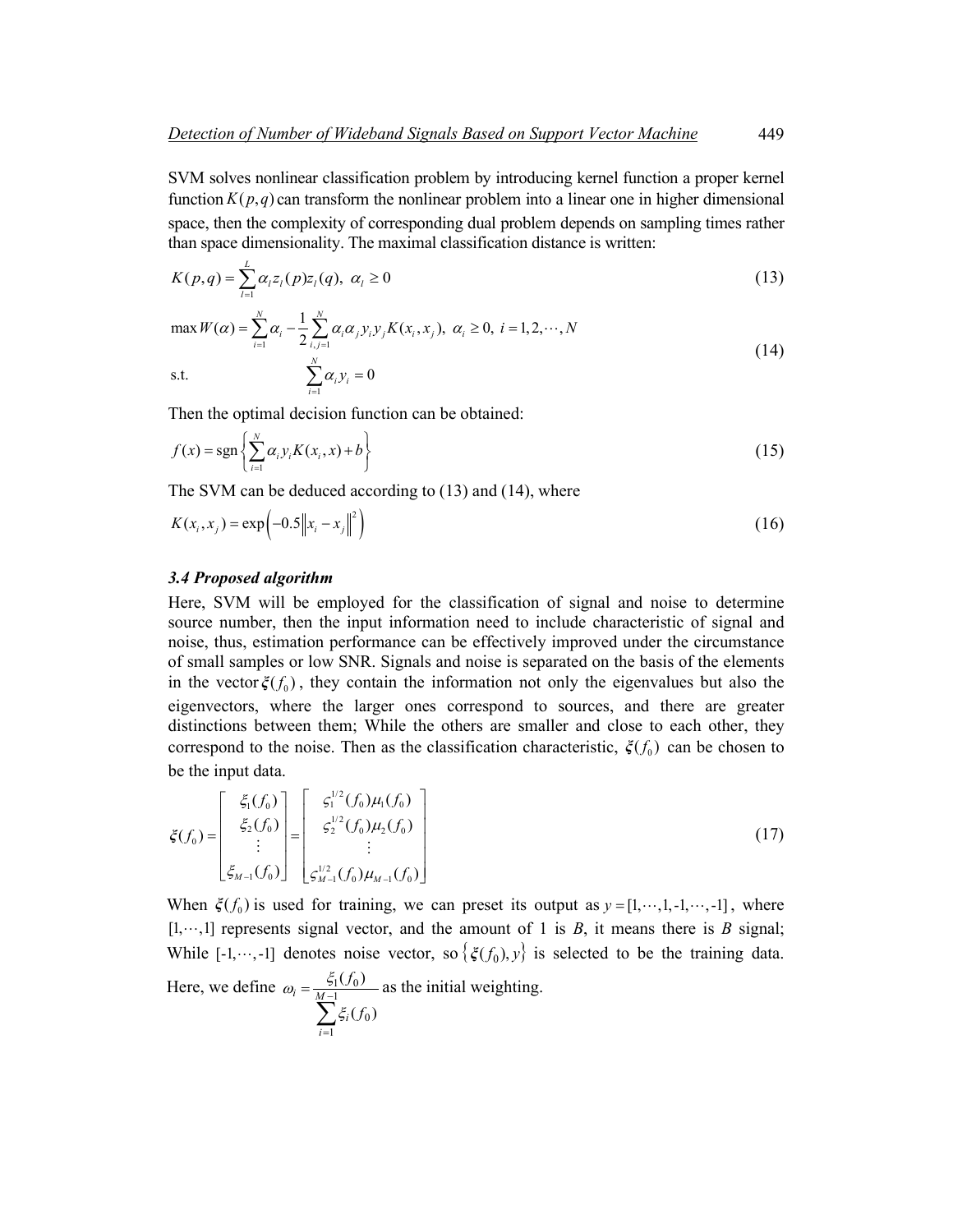SVM solves nonlinear classification problem by introducing kernel function a proper kernel function $K(p,q)$ can transform the nonlinear problem into a linear one in higher dimensional space, then the complexity of corresponding dual problem depends on sampling times rather than space dimensionality. The maximal classification distance is written:

$$K(p,q)=\sum_{l=1}^{L}\alpha_l z_l(p)z_l(q),\ \alpha_l\geq 0 \tag{13}$$

$$\begin{aligned}&\max W(\alpha)=\sum_{i=1}^{N}\alpha_i-\frac{1}{2}\sum_{i,j=1}^{N}\alpha_i\alpha_j y_i y_j K(x_i,x_j),\ \alpha_i\geq 0,\ i=1,2,\cdots,N\\ &\text{s.t.}\qquad\qquad \sum_{i=1}^{N}\alpha_i y_i=0\end{aligned} \tag{14}$$

Then the optimal decision function can be obtained:

$$f(x)=\operatorname{sgn}\left\{\sum_{i=1}^{N}\alpha_i y_i K(x_i,x)+b\right\} \tag{15}$$

The SVM can be deduced according to (13) and (14), where

$$K(x_i,x_j)=\exp\left(-0.5\left\|x_i-x_j\right\|^2\right) \tag{16}$$

### *3.4 Proposed algorithm*

Here, SVM will be employed for the classification of signal and noise to determine source number, then the input information need to include characteristic of signal and noise, thus, estimation performance can be effectively improved under the circumstance of small samples or low SNR. Signals and noise is separated on the basis of the elements in the vector $\boldsymbol{\xi}(f_0)$, they contain the information not only the eigenvalues but also the eigenvectors, where the larger ones correspond to sources, and there are greater distinctions between them; While the others are smaller and close to each other, they correspond to the noise. Then as the classification characteristic, $\boldsymbol{\xi}(f_0)$ can be chosen to be the input data.

$$\boldsymbol{\xi}(f_0)=\begin{bmatrix}\xi_1(f_0)\\ \xi_2(f_0)\\ \vdots\\ \xi_{M-1}(f_0)\end{bmatrix}=\begin{bmatrix}\varsigma_1^{1/2}(f_0)\mu_1(f_0)\\ \varsigma_2^{1/2}(f_0)\mu_2(f_0)\\ \vdots\\ \varsigma_{M-1}^{1/2}(f_0)\mu_{M-1}(f_0)\end{bmatrix} \tag{17}$$

When $\boldsymbol{\xi}(f_0)$ is used for training, we can preset its output as $y=[1,\cdots,1,\text{-}1,\cdots,\text{-}1]$, where $[1,\cdots,1]$ represents signal vector, and the amount of 1 is $B$, it means there is $B$ signal; While $[\text{-}1,\cdots,\text{-}1]$ denotes noise vector, so $\left\{\boldsymbol{\xi}(f_0),y\right\}$ is selected to be the training data. Here, we define $\omega_i=\dfrac{\xi_1(f_0)}{\sum_{i=1}^{M-1}\xi_i(f_0)}$ as the initial weighting.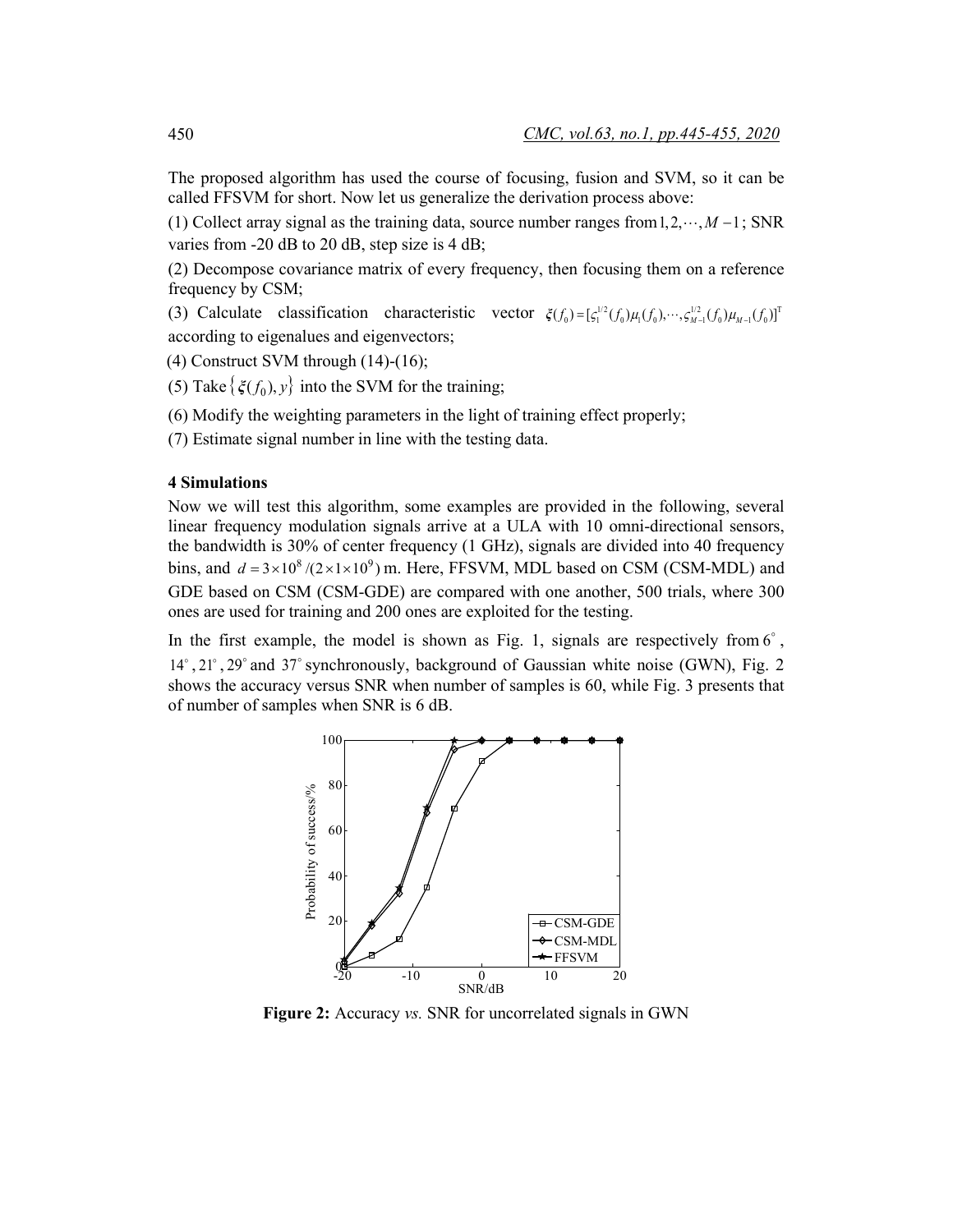The proposed algorithm has used the course of focusing, fusion and SVM, so it can be called FFSVM for short. Now let us generalize the derivation process above:

(1) Collect array signal as the training data, source number ranges from $1,2,\cdots,M-1$; SNR varies from -20 dB to 20 dB, step size is 4 dB;

(2) Decompose covariance matrix of every frequency, then focusing them on a reference frequency by CSM;

(3) Calculate classification characteristic vector $\boldsymbol{\xi}(f_0)=[\varsigma_1^{1/2}(f_0)\mu_1(f_0),\cdots,\varsigma_{M-1}^{1/2}(f_0)\mu_{M-1}(f_0)]^{\mathrm{T}}$ according to eigenalues and eigenvectors;

(4) Construct SVM through (14)-(16);

(5) Take $\{\boldsymbol{\xi}(f_0),y\}$ into the SVM for the training;

(6) Modify the weighting parameters in the light of training effect properly;

(7) Estimate signal number in line with the testing data.

## 4 Simulations

Now we will test this algorithm, some examples are provided in the following, several linear frequency modulation signals arrive at a ULA with 10 omni-directional sensors, the bandwidth is 30% of center frequency (1 GHz), signals are divided into 40 frequency bins, and $d=3\times10^8/(2\times1\times10^9)$ m. Here, FFSVM, MDL based on CSM (CSM-MDL) and GDE based on CSM (CSM-GDE) are compared with one another, 500 trials, where 300 ones are used for training and 200 ones are exploited for the testing.

In the first example, the model is shown as Fig. 1, signals are respectively from $6^\circ$, $14^\circ$, $21^\circ$, $29^\circ$ and $37^\circ$ synchronously, background of Gaussian white noise (GWN), Fig. 2 shows the accuracy versus SNR when number of samples is 60, while Fig. 3 presents that of number of samples when SNR is 6 dB.

**Figure 2:** Accuracy *vs.* SNR for uncorrelated signals in GWN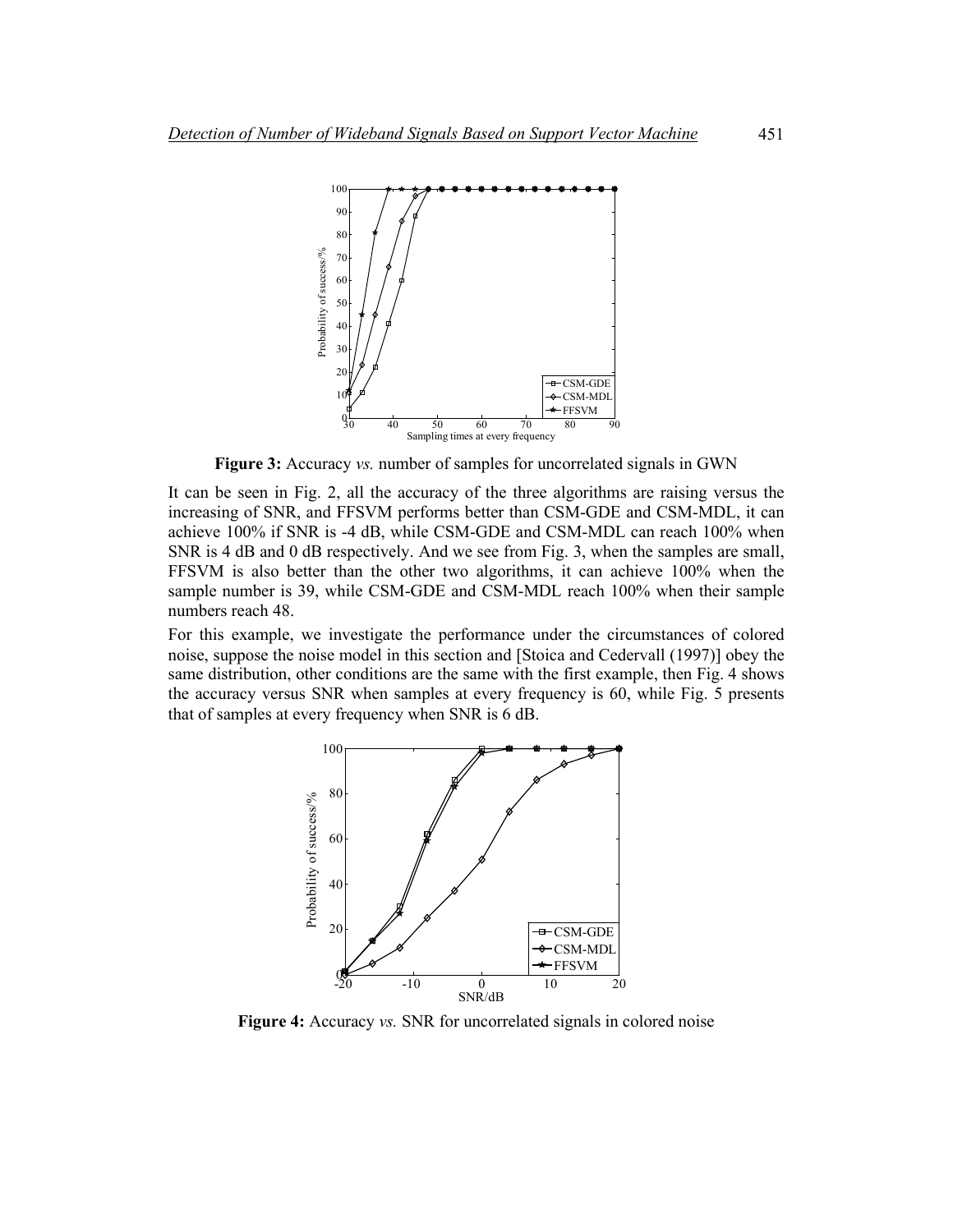**Figure 3:** Accuracy *vs.* number of samples for uncorrelated signals in GWN

It can be seen in Fig. 2, all the accuracy of the three algorithms are raising versus the increasing of SNR, and FFSVM performs better than CSM-GDE and CSM-MDL, it can achieve 100% if SNR is -4 dB, while CSM-GDE and CSM-MDL can reach 100% when SNR is 4 dB and 0 dB respectively. And we see from Fig. 3, when the samples are small, FFSVM is also better than the other two algorithms, it can achieve 100% when the sample number is 39, while CSM-GDE and CSM-MDL reach 100% when their sample numbers reach 48.

For this example, we investigate the performance under the circumstances of colored noise, suppose the noise model in this section and [Stoica and Cedervall (1997)] obey the same distribution, other conditions are the same with the first example, then Fig. 4 shows the accuracy versus SNR when samples at every frequency is 60, while Fig. 5 presents that of samples at every frequency when SNR is 6 dB.

**Figure 4:** Accuracy *vs.* SNR for uncorrelated signals in colored noise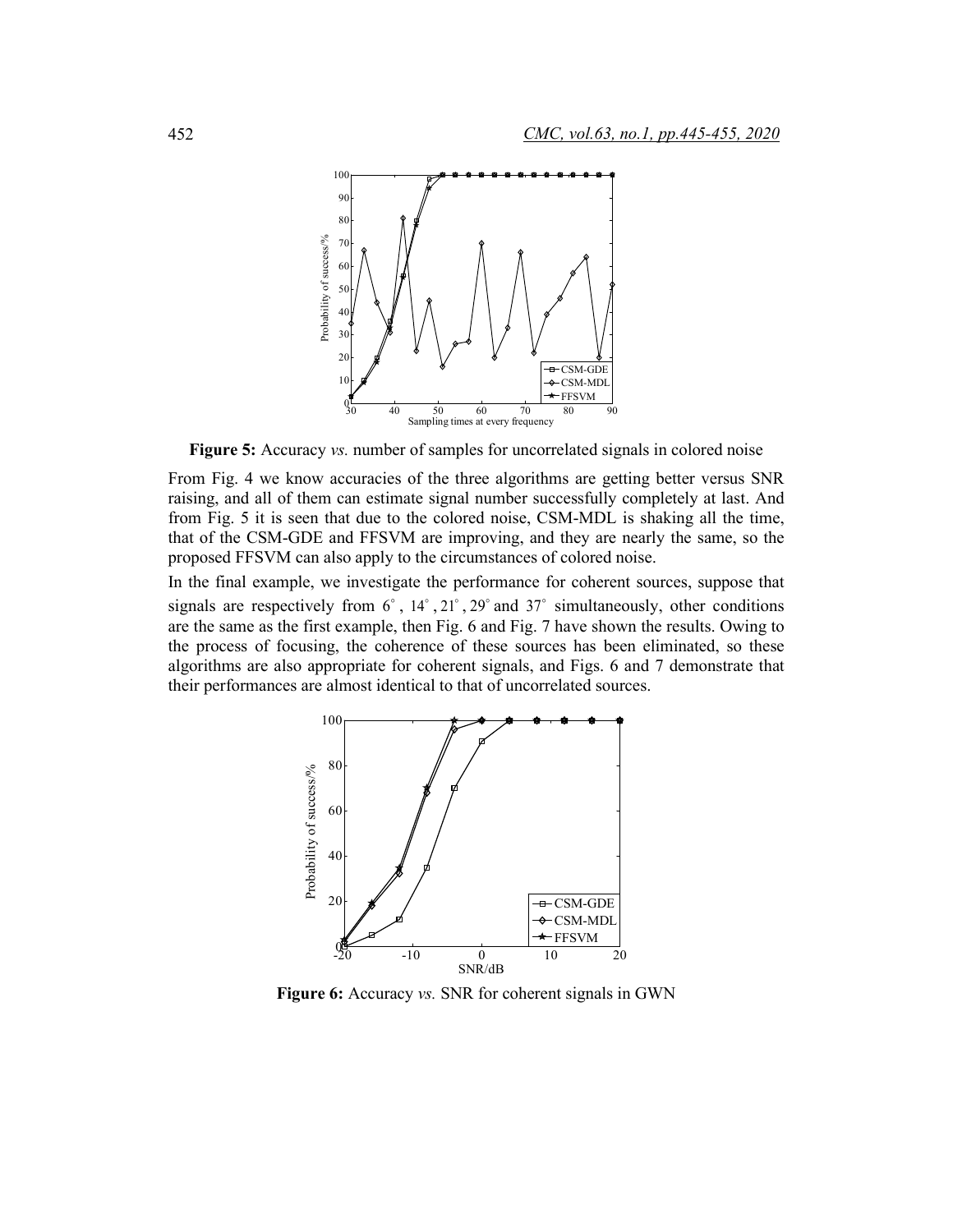**Figure 5:** Accuracy *vs.* number of samples for uncorrelated signals in colored noise

From Fig. 4 we know accuracies of the three algorithms are getting better versus SNR raising, and all of them can estimate signal number successfully completely at last. And from Fig. 5 it is seen that due to the colored noise, CSM-MDL is shaking all the time, that of the CSM-GDE and FFSVM are improving, and they are nearly the same, so the proposed FFSVM can also apply to the circumstances of colored noise.

In the final example, we investigate the performance for coherent sources, suppose that signals are respectively from $6^\circ$, $14^\circ$, $21^\circ$, $29^\circ$ and $37^\circ$ simultaneously, other conditions are the same as the first example, then Fig. 6 and Fig. 7 have shown the results. Owing to the process of focusing, the coherence of these sources has been eliminated, so these algorithms are also appropriate for coherent signals, and Figs. 6 and 7 demonstrate that their performances are almost identical to that of uncorrelated sources.

**Figure 6:** Accuracy *vs.* SNR for coherent signals in GWN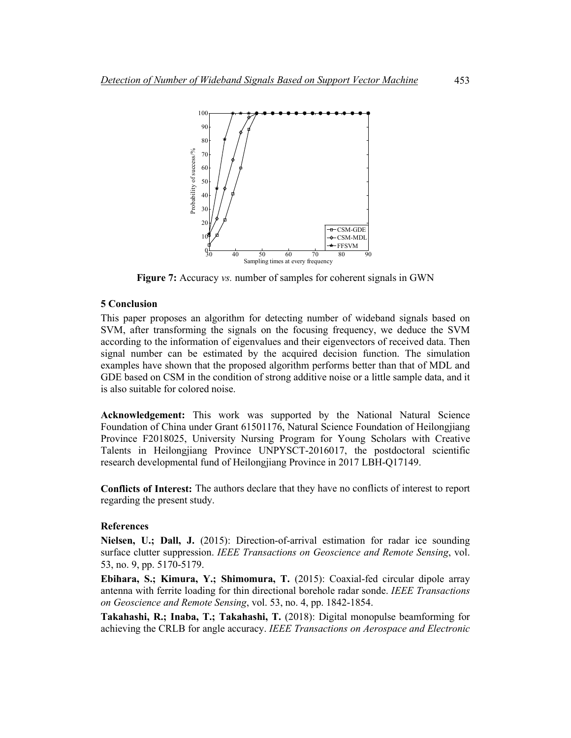**Figure 7:** Accuracy *vs.* number of samples for coherent signals in GWN

## 5 Conclusion

This paper proposes an algorithm for detecting number of wideband signals based on SVM, after transforming the signals on the focusing frequency, we deduce the SVM according to the information of eigenvalues and their eigenvectors of received data. Then signal number can be estimated by the acquired decision function. The simulation examples have shown that the proposed algorithm performs better than that of MDL and GDE based on CSM in the condition of strong additive noise or a little sample data, and it is also suitable for colored noise.

**Acknowledgement:** This work was supported by the National Natural Science Foundation of China under Grant 61501176, Natural Science Foundation of Heilongjiang Province F2018025, University Nursing Program for Young Scholars with Creative Talents in Heilongjiang Province UNPYSCT-2016017, the postdoctoral scientific research developmental fund of Heilongjiang Province in 2017 LBH-Q17149.

**Conflicts of Interest:** The authors declare that they have no conflicts of interest to report regarding the present study.

## References

**Nielsen, U.; Dall, J.** (2015): Direction-of-arrival estimation for radar ice sounding surface clutter suppression. *IEEE Transactions on Geoscience and Remote Sensing*, vol. 53, no. 9, pp. 5170-5179.

**Ebihara, S.; Kimura, Y.; Shimomura, T.** (2015): Coaxial-fed circular dipole array antenna with ferrite loading for thin directional borehole radar sonde. *IEEE Transactions on Geoscience and Remote Sensing*, vol. 53, no. 4, pp. 1842-1854.

**Takahashi, R.; Inaba, T.; Takahashi, T.** (2018): Digital monopulse beamforming for achieving the CRLB for angle accuracy. *IEEE Transactions on Aerospace and Electronic*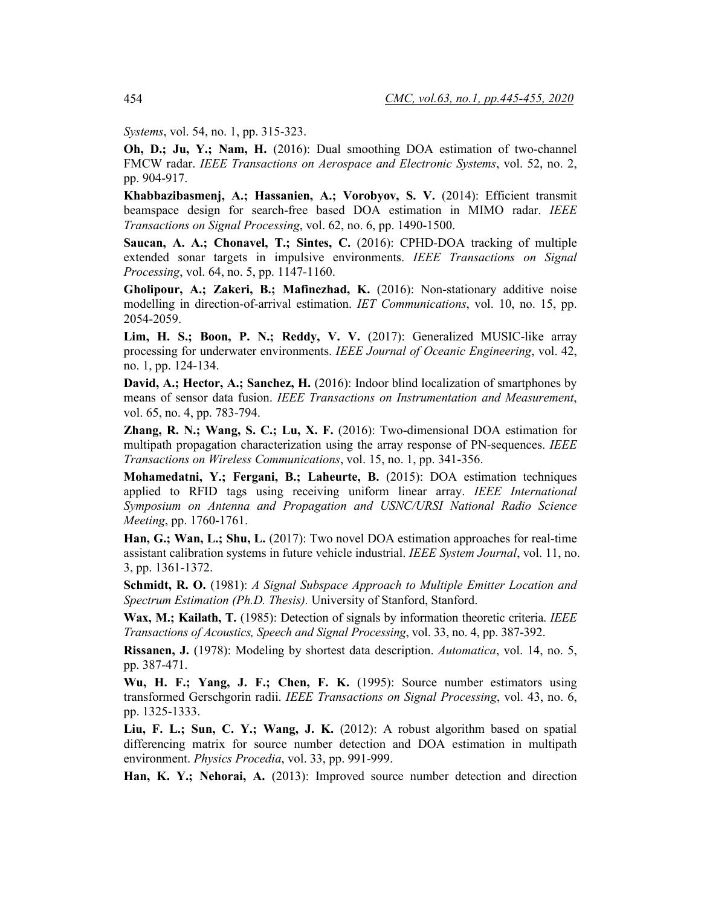*Systems*, vol. 54, no. 1, pp. 315-323.

**Oh, D.; Ju, Y.; Nam, H.** (2016): Dual smoothing DOA estimation of two-channel FMCW radar. *IEEE Transactions on Aerospace and Electronic Systems*, vol. 52, no. 2, pp. 904-917.

**Khabbazibasmenj, A.; Hassanien, A.; Vorobyov, S. V.** (2014): Efficient transmit beamspace design for search-free based DOA estimation in MIMO radar. *IEEE Transactions on Signal Processing*, vol. 62, no. 6, pp. 1490-1500.

**Saucan, A. A.; Chonavel, T.; Sintes, C.** (2016): CPHD-DOA tracking of multiple extended sonar targets in impulsive environments. *IEEE Transactions on Signal Processing*, vol. 64, no. 5, pp. 1147-1160.

**Gholipour, A.; Zakeri, B.; Mafinezhad, K.** (2016): Non-stationary additive noise modelling in direction-of-arrival estimation. *IET Communications*, vol. 10, no. 15, pp. 2054-2059.

**Lim, H. S.; Boon, P. N.; Reddy, V. V.** (2017): Generalized MUSIC-like array processing for underwater environments. *IEEE Journal of Oceanic Engineering*, vol. 42, no. 1, pp. 124-134.

**David, A.; Hector, A.; Sanchez, H.** (2016): Indoor blind localization of smartphones by means of sensor data fusion. *IEEE Transactions on Instrumentation and Measurement*, vol. 65, no. 4, pp. 783-794.

**Zhang, R. N.; Wang, S. C.; Lu, X. F.** (2016): Two-dimensional DOA estimation for multipath propagation characterization using the array response of PN-sequences. *IEEE Transactions on Wireless Communications*, vol. 15, no. 1, pp. 341-356.

**Mohamedatni, Y.; Fergani, B.; Laheurte, B.** (2015): DOA estimation techniques applied to RFID tags using receiving uniform linear array. *IEEE International Symposium on Antenna and Propagation and USNC/URSI National Radio Science Meeting*, pp. 1760-1761.

**Han, G.; Wan, L.; Shu, L.** (2017): Two novel DOA estimation approaches for real-time assistant calibration systems in future vehicle industrial. *IEEE System Journal*, vol. 11, no. 3, pp. 1361-1372.

**Schmidt, R. O.** (1981): *A Signal Subspace Approach to Multiple Emitter Location and Spectrum Estimation (Ph.D. Thesis).* University of Stanford, Stanford.

**Wax, M.; Kailath, T.** (1985): Detection of signals by information theoretic criteria. *IEEE Transactions of Acoustics, Speech and Signal Processing*, vol. 33, no. 4, pp. 387-392.

**Rissanen, J.** (1978): Modeling by shortest data description. *Automatica*, vol. 14, no. 5, pp. 387-471.

**Wu, H. F.; Yang, J. F.; Chen, F. K.** (1995): Source number estimators using transformed Gerschgorin radii. *IEEE Transactions on Signal Processing*, vol. 43, no. 6, pp. 1325-1333.

**Liu, F. L.; Sun, C. Y.; Wang, J. K.** (2012): A robust algorithm based on spatial differencing matrix for source number detection and DOA estimation in multipath environment. *Physics Procedia*, vol. 33, pp. 991-999.

**Han, K. Y.; Nehorai, A.** (2013): Improved source number detection and direction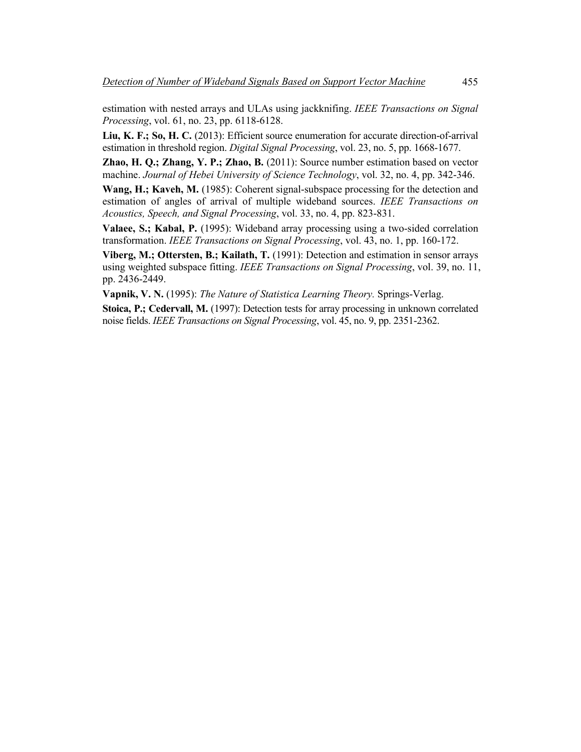estimation with nested arrays and ULAs using jackknifing. *IEEE Transactions on Signal Processing*, vol. 61, no. 23, pp. 6118-6128.

**Liu, K. F.; So, H. C.** (2013): Efficient source enumeration for accurate direction-of-arrival estimation in threshold region. *Digital Signal Processing*, vol. 23, no. 5, pp. 1668-1677.

**Zhao, H. Q.; Zhang, Y. P.; Zhao, B.** (2011): Source number estimation based on vector machine. *Journal of Hebei University of Science Technology*, vol. 32, no. 4, pp. 342-346.

**Wang, H.; Kaveh, M.** (1985): Coherent signal-subspace processing for the detection and estimation of angles of arrival of multiple wideband sources. *IEEE Transactions on Acoustics, Speech, and Signal Processing*, vol. 33, no. 4, pp. 823-831.

**Valaee, S.; Kabal, P.** (1995): Wideband array processing using a two-sided correlation transformation. *IEEE Transactions on Signal Processing*, vol. 43, no. 1, pp. 160-172.

**Viberg, M.; Ottersten, B.; Kailath, T.** (1991): Detection and estimation in sensor arrays using weighted subspace fitting. *IEEE Transactions on Signal Processing*, vol. 39, no. 11, pp. 2436-2449.

**Vapnik, V. N.** (1995): *The Nature of Statistica Learning Theory.* Springs-Verlag.

**Stoica, P.; Cedervall, M.** (1997): Detection tests for array processing in unknown correlated noise fields. *IEEE Transactions on Signal Processing*, vol. 45, no. 9, pp. 2351-2362.